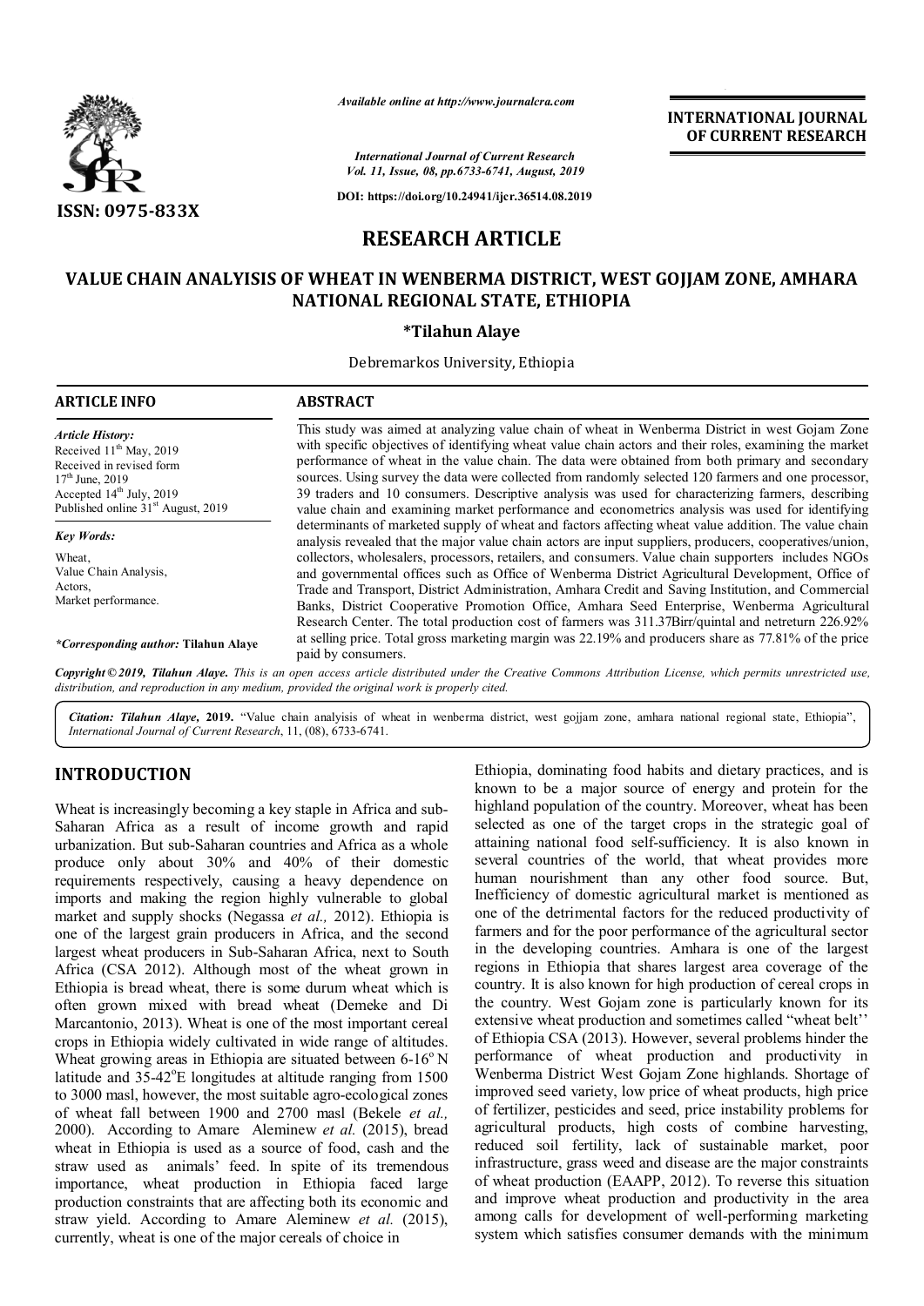*Available online at http://www.journalcra.com*

*International Journal of Current Research*
*Vol. 11, Issue, 08, pp.6733-6741, August, 2019*

**DOI: https://doi.org/10.24941/ijcr.36514.08.2019**

**INTERNATIONAL JOURNAL OF CURRENT RESEARCH**

**ISSN: 0975-833X**

# RESEARCH ARTICLE

# VALUE CHAIN ANALYISIS OF WHEAT IN WENBERMA DISTRICT, WEST GOJJAM ZONE, AMHARA NATIONAL REGIONAL STATE, ETHIOPIA

**\*Tilahun Alaye**

Debremarkos University, Ethiopia

## ARTICLE INFO

*Article History:*
Received 11th May, 2019
Received in revised form 17th June, 2019
Accepted 14th July, 2019
Published online 31st August, 2019

*Key Words:*
Wheat,
Value Chain Analysis,
Actors,
Market performance.

*\*Corresponding author:* **Tilahun Alaye**

## ABSTRACT

This study was aimed at analyzing value chain of wheat in Wenberma District in west Gojam Zone with specific objectives of identifying wheat value chain actors and their roles, examining the market performance of wheat in the value chain. The data were obtained from both primary and secondary sources. Using survey the data were collected from randomly selected 120 farmers and one processor, 39 traders and 10 consumers. Descriptive analysis was used for characterizing farmers, describing value chain and examining market performance and econometrics analysis was used for identifying determinants of marketed supply of wheat and factors affecting wheat value addition. The value chain analysis revealed that the major value chain actors are input suppliers, producers, cooperatives/union, collectors, wholesalers, processors, retailers, and consumers. Value chain supporters includes NGOs and governmental offices such as Office of Wenberma District Agricultural Development, Office of Trade and Transport, District Administration, Amhara Credit and Saving Institution, and Commercial Banks, District Cooperative Promotion Office, Amhara Seed Enterprise, Wenberma Agricultural Research Center. The total production cost of farmers was 311.37Birr/quintal and netreturn 226.92% at selling price. Total gross marketing margin was 22.19% and producers share as 77.81% of the price paid by consumers.

**Copyright © 2019, Tilahun Alaye.** *This is an open access article distributed under the Creative Commons Attribution License, which permits unrestricted use, distribution, and reproduction in any medium, provided the original work is properly cited.*

*Citation:* **Tilahun Alaye, 2019.** "Value chain analyisis of wheat in wenberma district, west gojjam zone, amhara national regional state, Ethiopia", *International Journal of Current Research*, 11, (08), 6733-6741.

## INTRODUCTION

Wheat is increasingly becoming a key staple in Africa and sub-Saharan Africa as a result of income growth and rapid urbanization. But sub-Saharan countries and Africa as a whole produce only about 30% and 40% of their domestic requirements respectively, causing a heavy dependence on imports and making the region highly vulnerable to global market and supply shocks (Negassa *et al.,* 2012). Ethiopia is one of the largest grain producers in Africa, and the second largest wheat producers in Sub-Saharan Africa, next to South Africa (CSA 2012). Although most of the wheat grown in Ethiopia is bread wheat, there is some durum wheat which is often grown mixed with bread wheat (Demeke and Di Marcantonio, 2013). Wheat is one of the most important cereal crops in Ethiopia widely cultivated in wide range of altitudes. Wheat growing areas in Ethiopia are situated between 6-16$^{o}$ N latitude and 35-42$^{o}$E longitudes at altitude ranging from 1500 to 3000 masl, however, the most suitable agro-ecological zones of wheat fall between 1900 and 2700 masl (Bekele *et al.,* 2000). According to Amare Aleminew *et al.* (2015), bread wheat in Ethiopia is used as a source of food, cash and the straw used as animals' feed. In spite of its tremendous importance, wheat production in Ethiopia faced large production constraints that are affecting both its economic and straw yield. According to Amare Aleminew *et al.* (2015), currently, wheat is one of the major cereals of choice in Ethiopia, dominating food habits and dietary practices, and is known to be a major source of energy and protein for the highland population of the country. Moreover, wheat has been selected as one of the target crops in the strategic goal of attaining national food self-sufficiency. It is also known in several countries of the world, that wheat provides more human nourishment than any other food source. But, Inefficiency of domestic agricultural market is mentioned as one of the detrimental factors for the reduced productivity of farmers and for the poor performance of the agricultural sector in the developing countries. Amhara is one of the largest regions in Ethiopia that shares largest area coverage of the country. It is also known for high production of cereal crops in the country. West Gojam zone is particularly known for its extensive wheat production and sometimes called "wheat belt'' of Ethiopia CSA (2013). However, several problems hinder the performance of wheat production and productivity in Wenberma District West Gojam Zone highlands. Shortage of improved seed variety, low price of wheat products, high price of fertilizer, pesticides and seed, price instability problems for agricultural products, high costs of combine harvesting, reduced soil fertility, lack of sustainable market, poor infrastructure, grass weed and disease are the major constraints of wheat production (EAAPP, 2012). To reverse this situation and improve wheat production and productivity in the area among calls for development of well-performing marketing system which satisfies consumer demands with the minimum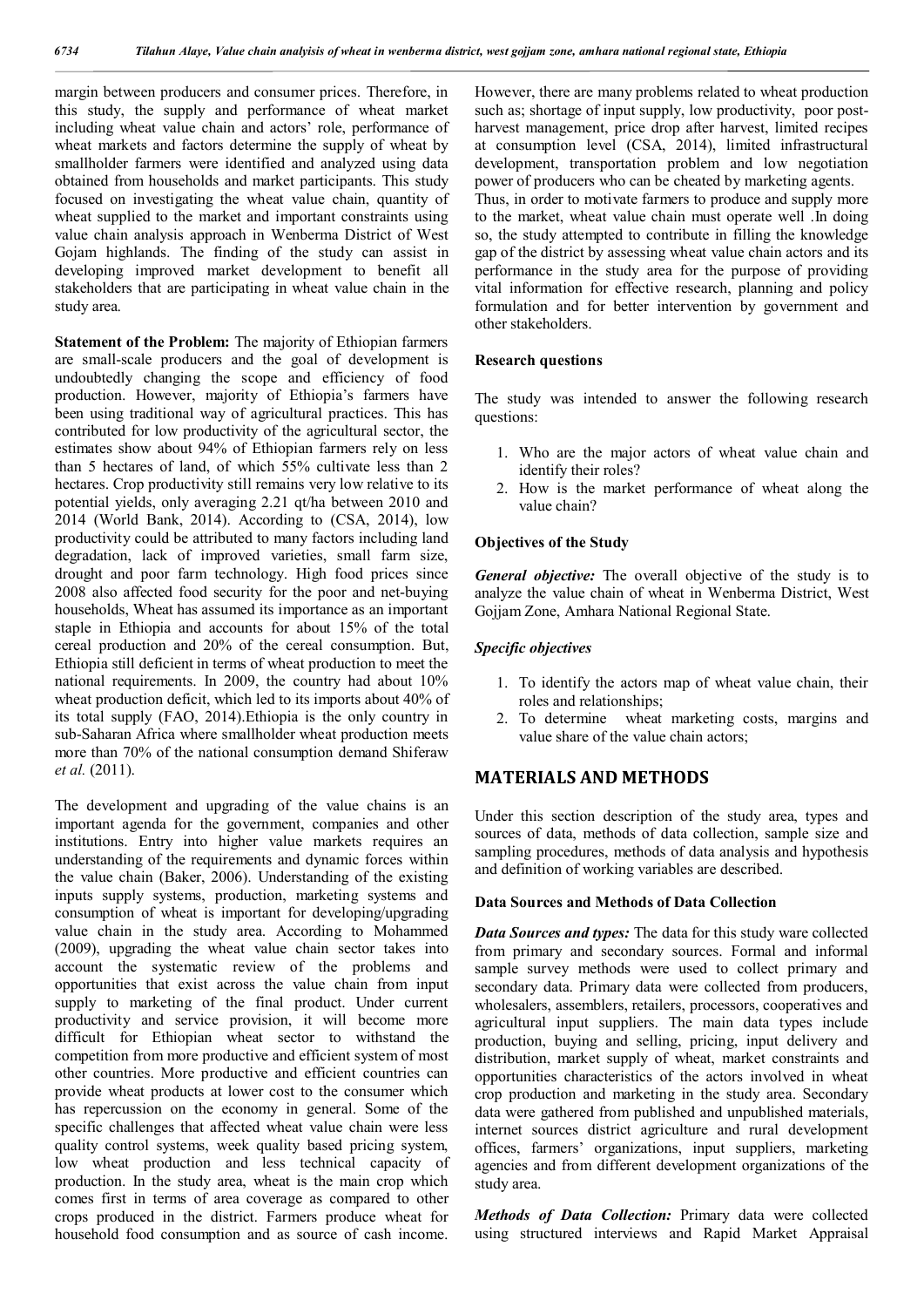margin between producers and consumer prices. Therefore, in this study, the supply and performance of wheat market including wheat value chain and actors' role, performance of wheat markets and factors determine the supply of wheat by smallholder farmers were identified and analyzed using data obtained from households and market participants. This study focused on investigating the wheat value chain, quantity of wheat supplied to the market and important constraints using value chain analysis approach in Wenberma District of West Gojam highlands. The finding of the study can assist in developing improved market development to benefit all stakeholders that are participating in wheat value chain in the study area.

**Statement of the Problem:** The majority of Ethiopian farmers are small-scale producers and the goal of development is undoubtedly changing the scope and efficiency of food production. However, majority of Ethiopia's farmers have been using traditional way of agricultural practices. This has contributed for low productivity of the agricultural sector, the estimates show about 94% of Ethiopian farmers rely on less than 5 hectares of land, of which 55% cultivate less than 2 hectares. Crop productivity still remains very low relative to its potential yields, only averaging 2.21 qt/ha between 2010 and 2014 (World Bank, 2014). According to (CSA, 2014), low productivity could be attributed to many factors including land degradation, lack of improved varieties, small farm size, drought and poor farm technology. High food prices since 2008 also affected food security for the poor and net-buying households, Wheat has assumed its importance as an important staple in Ethiopia and accounts for about 15% of the total cereal production and 20% of the cereal consumption. But, Ethiopia still deficient in terms of wheat production to meet the national requirements. In 2009, the country had about 10% wheat production deficit, which led to its imports about 40% of its total supply (FAO, 2014).Ethiopia is the only country in sub-Saharan Africa where smallholder wheat production meets more than 70% of the national consumption demand Shiferaw *et al.* (2011).

The development and upgrading of the value chains is an important agenda for the government, companies and other institutions. Entry into higher value markets requires an understanding of the requirements and dynamic forces within the value chain (Baker, 2006). Understanding of the existing inputs supply systems, production, marketing systems and consumption of wheat is important for developing/upgrading value chain in the study area. According to Mohammed (2009), upgrading the wheat value chain sector takes into account the systematic review of the problems and opportunities that exist across the value chain from input supply to marketing of the final product. Under current productivity and service provision, it will become more difficult for Ethiopian wheat sector to withstand the competition from more productive and efficient system of most other countries. More productive and efficient countries can provide wheat products at lower cost to the consumer which has repercussion on the economy in general. Some of the specific challenges that affected wheat value chain were less quality control systems, week quality based pricing system, low wheat production and less technical capacity of production. In the study area, wheat is the main crop which comes first in terms of area coverage as compared to other crops produced in the district. Farmers produce wheat for household food consumption and as source of cash income. However, there are many problems related to wheat production such as; shortage of input supply, low productivity, poor post-harvest management, price drop after harvest, limited recipes at consumption level (CSA, 2014), limited infrastructural development, transportation problem and low negotiation power of producers who can be cheated by marketing agents. Thus, in order to motivate farmers to produce and supply more to the market, wheat value chain must operate well .In doing so, the study attempted to contribute in filling the knowledge gap of the district by assessing wheat value chain actors and its performance in the study area for the purpose of providing vital information for effective research, planning and policy formulation and for better intervention by government and other stakeholders.

### Research questions

The study was intended to answer the following research questions:

1. Who are the major actors of wheat value chain and identify their roles?
2. How is the market performance of wheat along the value chain?

### Objectives of the Study

***General objective:*** The overall objective of the study is to analyze the value chain of wheat in Wenberma District, West Gojjam Zone, Amhara National Regional State.

***Specific objectives***

1. To identify the actors map of wheat value chain, their roles and relationships;
2. To determine wheat marketing costs, margins and value share of the value chain actors;

## MATERIALS AND METHODS

Under this section description of the study area, types and sources of data, methods of data collection, sample size and sampling procedures, methods of data analysis and hypothesis and definition of working variables are described.

### Data Sources and Methods of Data Collection

***Data Sources and types:*** The data for this study ware collected from primary and secondary sources. Formal and informal sample survey methods were used to collect primary and secondary data. Primary data were collected from producers, wholesalers, assemblers, retailers, processors, cooperatives and agricultural input suppliers. The main data types include production, buying and selling, pricing, input delivery and distribution, market supply of wheat, market constraints and opportunities characteristics of the actors involved in wheat crop production and marketing in the study area. Secondary data were gathered from published and unpublished materials, internet sources district agriculture and rural development offices, farmers' organizations, input suppliers, marketing agencies and from different development organizations of the study area.

***Methods of Data Collection:*** Primary data were collected using structured interviews and Rapid Market Appraisal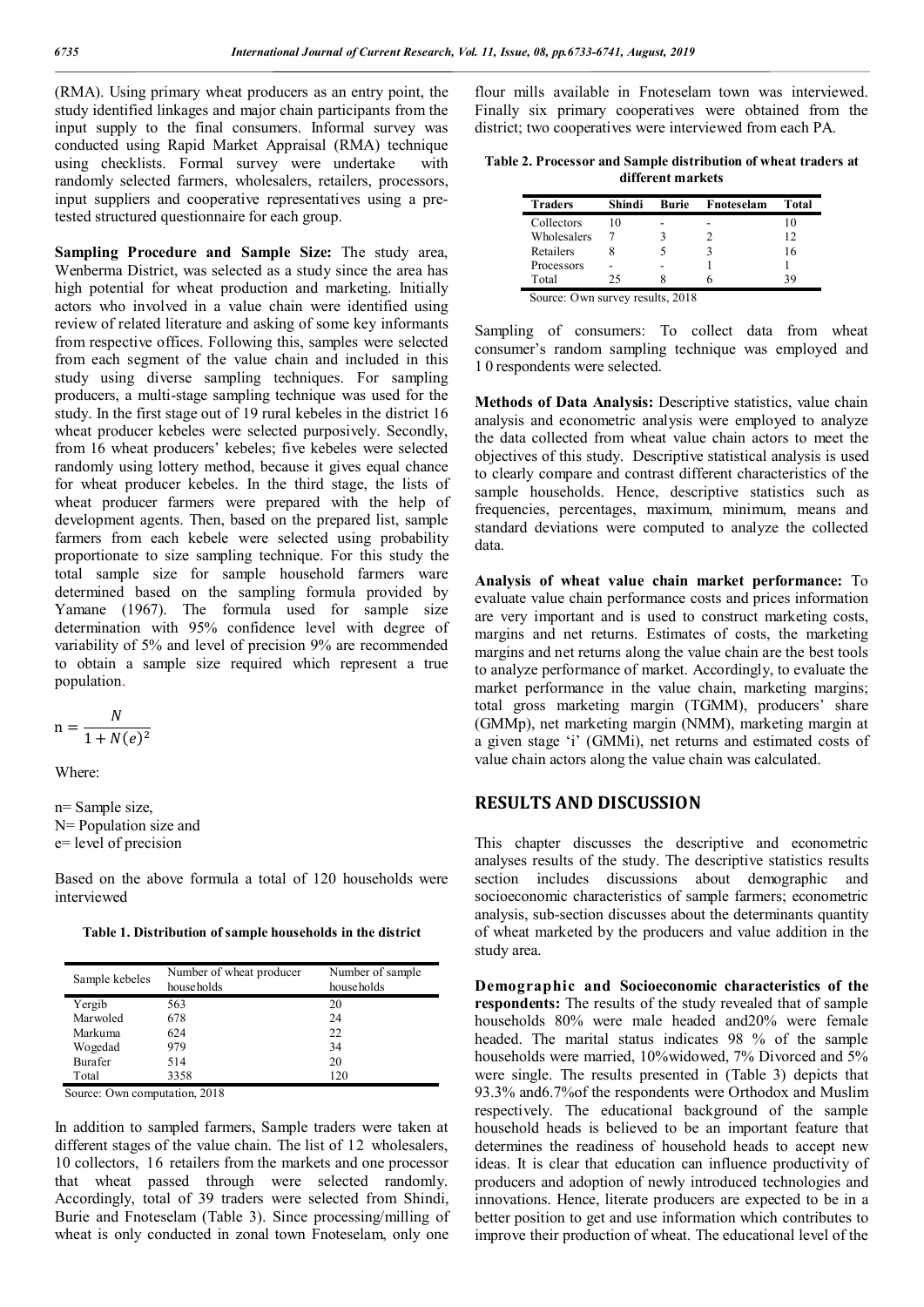(RMA). Using primary wheat producers as an entry point, the study identified linkages and major chain participants from the input supply to the final consumers. Informal survey was conducted using Rapid Market Appraisal (RMA) technique using checklists. Formal survey were undertake with randomly selected farmers, wholesalers, retailers, processors, input suppliers and cooperative representatives using a pre-tested structured questionnaire for each group.

**Sampling Procedure and Sample Size:** The study area, Wenberma District, was selected as a study since the area has high potential for wheat production and marketing. Initially actors who involved in a value chain were identified using review of related literature and asking of some key informants from respective offices. Following this, samples were selected from each segment of the value chain and included in this study using diverse sampling techniques. For sampling producers, a multi-stage sampling technique was used for the study. In the first stage out of 19 rural kebeles in the district 16 wheat producer kebeles were selected purposively. Secondly, from 16 wheat producers' kebeles; five kebeles were selected randomly using lottery method, because it gives equal chance for wheat producer kebeles. In the third stage, the lists of wheat producer farmers were prepared with the help of development agents. Then, based on the prepared list, sample farmers from each kebele were selected using probability proportionate to size sampling technique. For this study the total sample size for sample household farmers ware determined based on the sampling formula provided by Yamane (1967). The formula used for sample size determination with 95% confidence level with degree of variability of 5% and level of precision 9% are recommended to obtain a sample size required which represent a true population.

$$n = \frac{N}{1 + N(e)^2}$$

Where:

n= Sample size,
N= Population size and
e= level of precision

Based on the above formula a total of 120 households were interviewed

**Table 1. Distribution of sample households in the district**

| Sample kebeles | Number of wheat producer households | Number of sample households |
|---|---|---|
| Yergib | 563 | 20 |
| Marwoled | 678 | 24 |
| Markuma | 624 | 22 |
| Wogedad | 979 | 34 |
| Burafer | 514 | 20 |
| Total | 3358 | 120 |

Source: Own computation, 2018

In addition to sampled farmers, Sample traders were taken at different stages of the value chain. The list of 12 wholesalers, 10 collectors, 16 retailers from the markets and one processor that wheat passed through were selected randomly. Accordingly, total of 39 traders were selected from Shindi, Burie and Fnoteselam (Table 3). Since processing/milling of wheat is only conducted in zonal town Fnoteselam, only one flour mills available in Fnoteselam town was interviewed. Finally six primary cooperatives were obtained from the district; two cooperatives were interviewed from each PA.

**Table 2. Processor and Sample distribution of wheat traders at different markets**

| Traders | Shindi | Burie | Fnoteselam | Total |
|---|---|---|---|---|
| Collectors | 10 | - | - | 10 |
| Wholesalers | 7 | 3 | 2 | 12 |
| Retailers | 8 | 5 | 3 | 16 |
| Processors | - | - | 1 | 1 |
| Total | 25 | 8 | 6 | 39 |

Source: Own survey results, 2018

Sampling of consumers: To collect data from wheat consumer's random sampling technique was employed and 1 0 respondents were selected.

**Methods of Data Analysis:** Descriptive statistics, value chain analysis and econometric analysis were employed to analyze the data collected from wheat value chain actors to meet the objectives of this study. Descriptive statistical analysis is used to clearly compare and contrast different characteristics of the sample households. Hence, descriptive statistics such as frequencies, percentages, maximum, minimum, means and standard deviations were computed to analyze the collected data.

**Analysis of wheat value chain market performance:** To evaluate value chain performance costs and prices information are very important and is used to construct marketing costs, margins and net returns. Estimates of costs, the marketing margins and net returns along the value chain are the best tools to analyze performance of market. Accordingly, to evaluate the market performance in the value chain, marketing margins; total gross marketing margin (TGMM), producers' share (GMMp), net marketing margin (NMM), marketing margin at a given stage 'i' (GMMi), net returns and estimated costs of value chain actors along the value chain was calculated.

## RESULTS AND DISCUSSION

This chapter discusses the descriptive and econometric analyses results of the study. The descriptive statistics results section includes discussions about demographic and socioeconomic characteristics of sample farmers; econometric analysis, sub-section discusses about the determinants quantity of wheat marketed by the producers and value addition in the study area.

**Demographic and Socioeconomic characteristics of the respondents:** The results of the study revealed that of sample households 80% were male headed and20% were female headed. The marital status indicates 98 % of the sample households were married, 10%widowed, 7% Divorced and 5% were single. The results presented in (Table 3) depicts that 93.3% and6.7%of the respondents were Orthodox and Muslim respectively. The educational background of the sample household heads is believed to be an important feature that determines the readiness of household heads to accept new ideas. It is clear that education can influence productivity of producers and adoption of newly introduced technologies and innovations. Hence, literate producers are expected to be in a better position to get and use information which contributes to improve their production of wheat. The educational level of the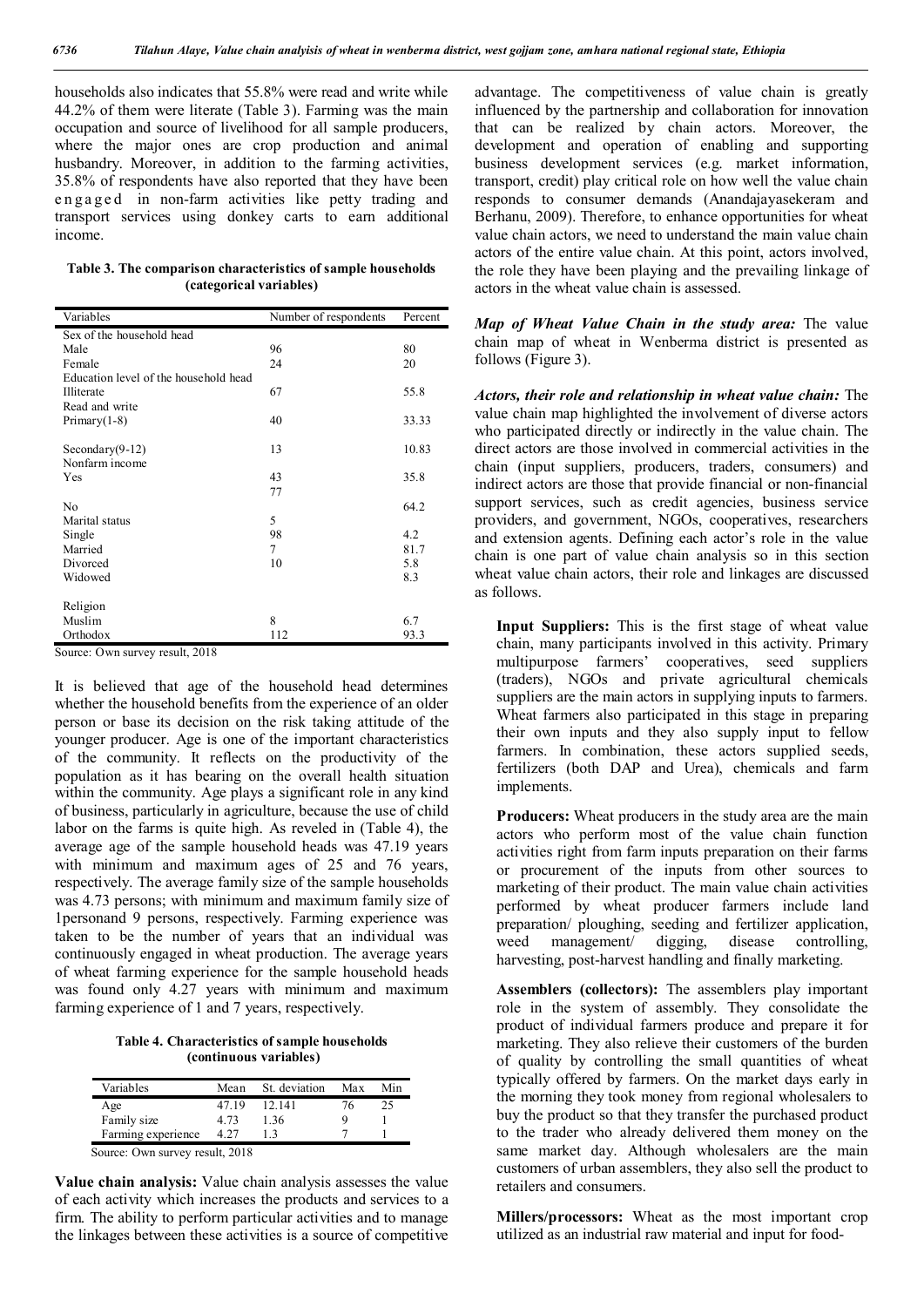households also indicates that 55.8% were read and write while 44.2% of them were literate (Table 3). Farming was the main occupation and source of livelihood for all sample producers, where the major ones are crop production and animal husbandry. Moreover, in addition to the farming activities, 35.8% of respondents have also reported that they have been engaged in non-farm activities like petty trading and transport services using donkey carts to earn additional income.

**Table 3. The comparison characteristics of sample households (categorical variables)**

| Variables | Number of respondents | Percent |
|---|---|---|
| Sex of the household head | | |
| Male | 96 | 80 |
| Female | 24 | 20 |
| Education level of the household head | | |
| Illiterate | 67 | 55.8 |
| Read and write | | |
| Primary(1-8) | 40 | 33.33 |
| Secondary(9-12) | 13 | 10.83 |
| Nonfarm income | | |
| Yes | 43 | 35.8 |
| | 77 | |
| No | | 64.2 |
| Marital status | 5 | |
| Single | 98 | 4.2 |
| Married | 7 | 81.7 |
| Divorced | 10 | 5.8 |
| Widowed | | 8.3 |
| Religion | | |
| Muslim | 8 | 6.7 |
| Orthodox | 112 | 93.3 |

Source: Own survey result, 2018

It is believed that age of the household head determines whether the household benefits from the experience of an older person or base its decision on the risk taking attitude of the younger producer. Age is one of the important characteristics of the community. It reflects on the productivity of the population as it has bearing on the overall health situation within the community. Age plays a significant role in any kind of business, particularly in agriculture, because the use of child labor on the farms is quite high. As reveled in (Table 4), the average age of the sample household heads was 47.19 years with minimum and maximum ages of 25 and 76 years, respectively. The average family size of the sample households was 4.73 persons; with minimum and maximum family size of 1personand 9 persons, respectively. Farming experience was taken to be the number of years that an individual was continuously engaged in wheat production. The average years of wheat farming experience for the sample household heads was found only 4.27 years with minimum and maximum farming experience of 1 and 7 years, respectively.

**Table 4. Characteristics of sample households (continuous variables)**

| Variables | Mean | St. deviation | Max | Min |
|---|---|---|---|---|
| Age | 47.19 | 12.141 | 76 | 25 |
| Family size | 4.73 | 1.36 | 9 | 1 |
| Farming experience | 4.27 | 1.3 | 7 | 1 |

Source: Own survey result, 2018

**Value chain analysis:** Value chain analysis assesses the value of each activity which increases the products and services to a firm. The ability to perform particular activities and to manage the linkages between these activities is a source of competitive advantage. The competitiveness of value chain is greatly influenced by the partnership and collaboration for innovation that can be realized by chain actors. Moreover, the development and operation of enabling and supporting business development services (e.g. market information, transport, credit) play critical role on how well the value chain responds to consumer demands (Anandajayasekeram and Berhanu, 2009). Therefore, to enhance opportunities for wheat value chain actors, we need to understand the main value chain actors of the entire value chain. At this point, actors involved, the role they have been playing and the prevailing linkage of actors in the wheat value chain is assessed.

***Map of Wheat Value Chain in the study area:*** The value chain map of wheat in Wenberma district is presented as follows (Figure 3).

***Actors, their role and relationship in wheat value chain:*** The value chain map highlighted the involvement of diverse actors who participated directly or indirectly in the value chain. The direct actors are those involved in commercial activities in the chain (input suppliers, producers, traders, consumers) and indirect actors are those that provide financial or non-financial support services, such as credit agencies, business service providers, and government, NGOs, cooperatives, researchers and extension agents. Defining each actor's role in the value chain is one part of value chain analysis so in this section wheat value chain actors, their role and linkages are discussed as follows.

**Input Suppliers:** This is the first stage of wheat value chain, many participants involved in this activity. Primary multipurpose farmers' cooperatives, seed suppliers (traders), NGOs and private agricultural chemicals suppliers are the main actors in supplying inputs to farmers. Wheat farmers also participated in this stage in preparing their own inputs and they also supply input to fellow farmers. In combination, these actors supplied seeds, fertilizers (both DAP and Urea), chemicals and farm implements.

**Producers:** Wheat producers in the study area are the main actors who perform most of the value chain function activities right from farm inputs preparation on their farms or procurement of the inputs from other sources to marketing of their product. The main value chain activities performed by wheat producer farmers include land preparation/ ploughing, seeding and fertilizer application, weed management/ digging, disease controlling, harvesting, post-harvest handling and finally marketing.

**Assemblers (collectors):** The assemblers play important role in the system of assembly. They consolidate the product of individual farmers produce and prepare it for marketing. They also relieve their customers of the burden of quality by controlling the small quantities of wheat typically offered by farmers. On the market days early in the morning they took money from regional wholesalers to buy the product so that they transfer the purchased product to the trader who already delivered them money on the same market day. Although wholesalers are the main customers of urban assemblers, they also sell the product to retailers and consumers.

**Millers/processors:** Wheat as the most important crop utilized as an industrial raw material and input for food-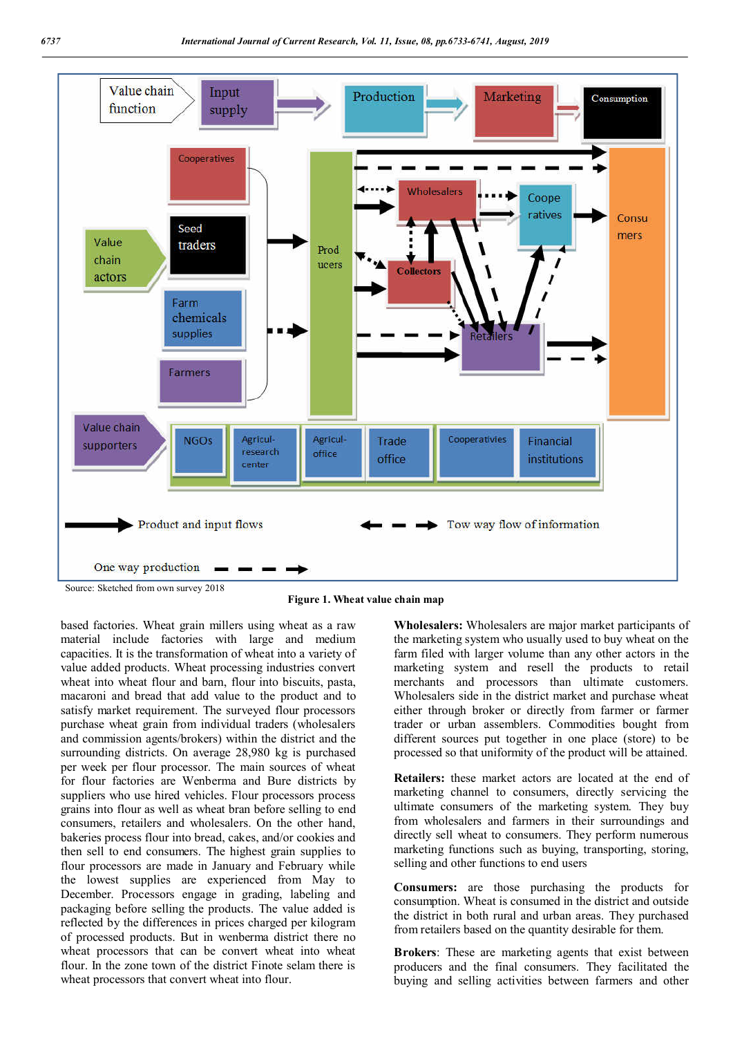Source: Sketched from own survey 2018

**Figure 1. Wheat value chain map**

based factories. Wheat grain millers using wheat as a raw material include factories with large and medium capacities. It is the transformation of wheat into a variety of value added products. Wheat processing industries convert wheat into wheat flour and barn, flour into biscuits, pasta, macaroni and bread that add value to the product and to satisfy market requirement. The surveyed flour processors purchase wheat grain from individual traders (wholesalers and commission agents/brokers) within the district and the surrounding districts. On average 28,980 kg is purchased per week per flour processor. The main sources of wheat for flour factories are Wenberma and Bure districts by suppliers who use hired vehicles. Flour processors process grains into flour as well as wheat bran before selling to end consumers, retailers and wholesalers. On the other hand, bakeries process flour into bread, cakes, and/or cookies and then sell to end consumers. The highest grain supplies to flour processors are made in January and February while the lowest supplies are experienced from May to December. Processors engage in grading, labeling and packaging before selling the products. The value added is reflected by the differences in prices charged per kilogram of processed products. But in wenberma district there no wheat processors that can be convert wheat into wheat flour. In the zone town of the district Finote selam there is wheat processors that convert wheat into flour.

**Wholesalers:** Wholesalers are major market participants of the marketing system who usually used to buy wheat on the farm filed with larger volume than any other actors in the marketing system and resell the products to retail merchants and processors than ultimate customers. Wholesalers side in the district market and purchase wheat either through broker or directly from farmer or farmer trader or urban assemblers. Commodities bought from different sources put together in one place (store) to be processed so that uniformity of the product will be attained.

**Retailers:** these market actors are located at the end of marketing channel to consumers, directly servicing the ultimate consumers of the marketing system. They buy from wholesalers and farmers in their surroundings and directly sell wheat to consumers. They perform numerous marketing functions such as buying, transporting, storing, selling and other functions to end users

**Consumers:** are those purchasing the products for consumption. Wheat is consumed in the district and outside the district in both rural and urban areas. They purchased from retailers based on the quantity desirable for them.

**Brokers**: These are marketing agents that exist between producers and the final consumers. They facilitated the buying and selling activities between farmers and other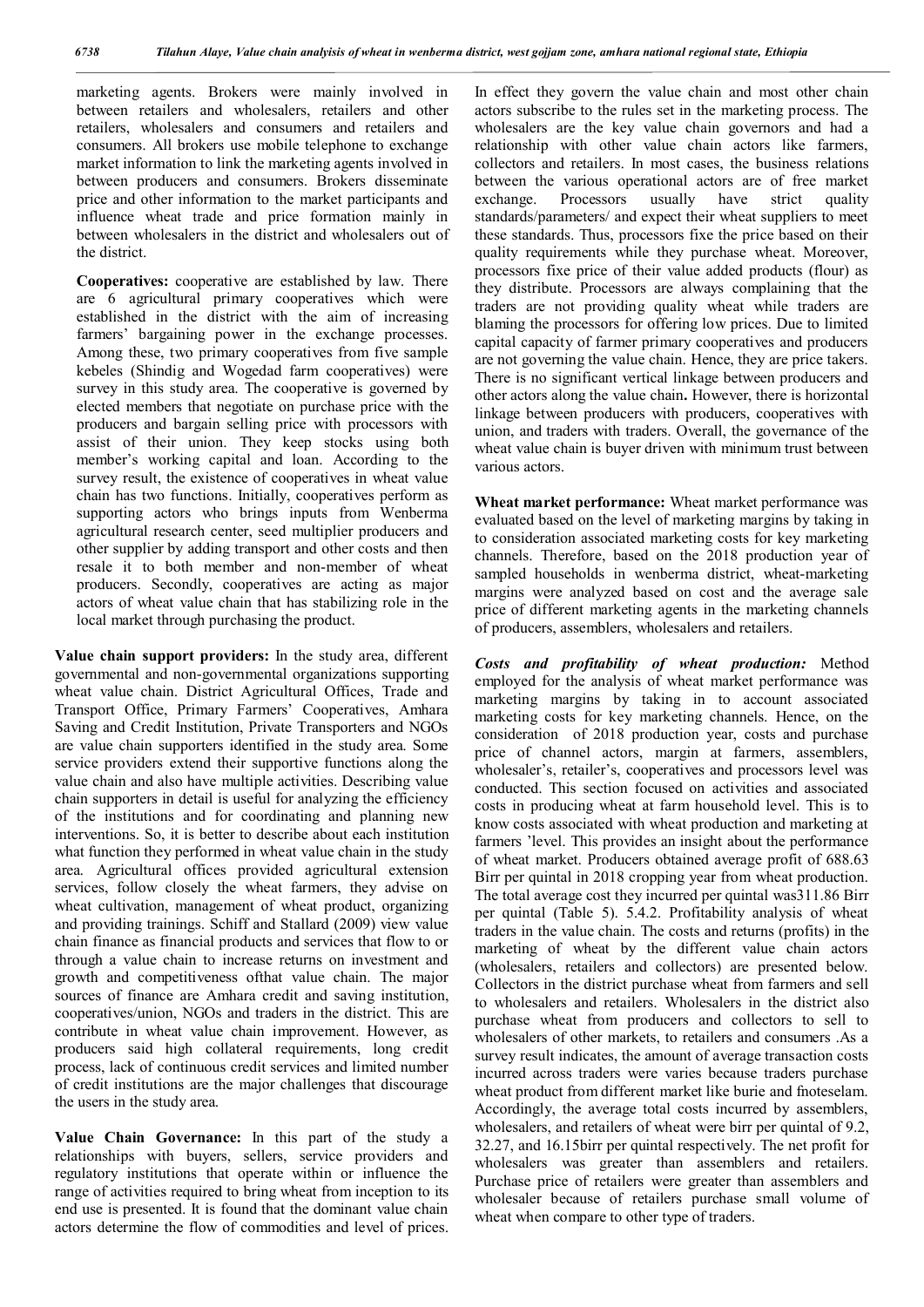marketing agents. Brokers were mainly involved in between retailers and wholesalers, retailers and other retailers, wholesalers and consumers and retailers and consumers. All brokers use mobile telephone to exchange market information to link the marketing agents involved in between producers and consumers. Brokers disseminate price and other information to the market participants and influence wheat trade and price formation mainly in between wholesalers in the district and wholesalers out of the district.

**Cooperatives:** cooperative are established by law. There are 6 agricultural primary cooperatives which were established in the district with the aim of increasing farmers' bargaining power in the exchange processes. Among these, two primary cooperatives from five sample kebeles (Shindig and Wogedad farm cooperatives) were survey in this study area. The cooperative is governed by elected members that negotiate on purchase price with the producers and bargain selling price with processors with assist of their union. They keep stocks using both member's working capital and loan. According to the survey result, the existence of cooperatives in wheat value chain has two functions. Initially, cooperatives perform as supporting actors who brings inputs from Wenberma agricultural research center, seed multiplier producers and other supplier by adding transport and other costs and then resale it to both member and non-member of wheat producers. Secondly, cooperatives are acting as major actors of wheat value chain that has stabilizing role in the local market through purchasing the product.

**Value chain support providers:** In the study area, different governmental and non-governmental organizations supporting wheat value chain. District Agricultural Offices, Trade and Transport Office, Primary Farmers' Cooperatives, Amhara Saving and Credit Institution, Private Transporters and NGOs are value chain supporters identified in the study area. Some service providers extend their supportive functions along the value chain and also have multiple activities. Describing value chain supporters in detail is useful for analyzing the efficiency of the institutions and for coordinating and planning new interventions. So, it is better to describe about each institution what function they performed in wheat value chain in the study area. Agricultural offices provided agricultural extension services, follow closely the wheat farmers, they advise on wheat cultivation, management of wheat product, organizing and providing trainings. Schiff and Stallard (2009) view value chain finance as financial products and services that flow to or through a value chain to increase returns on investment and growth and competitiveness ofthat value chain. The major sources of finance are Amhara credit and saving institution, cooperatives/union, NGOs and traders in the district. This are contribute in wheat value chain improvement. However, as producers said high collateral requirements, long credit process, lack of continuous credit services and limited number of credit institutions are the major challenges that discourage the users in the study area.

**Value Chain Governance:** In this part of the study a relationships with buyers, sellers, service providers and regulatory institutions that operate within or influence the range of activities required to bring wheat from inception to its end use is presented. It is found that the dominant value chain actors determine the flow of commodities and level of prices. In effect they govern the value chain and most other chain actors subscribe to the rules set in the marketing process. The wholesalers are the key value chain governors and had a relationship with other value chain actors like farmers, collectors and retailers. In most cases, the business relations between the various operational actors are of free market exchange. Processors usually have strict quality standards/parameters/ and expect their wheat suppliers to meet these standards. Thus, processors fixe the price based on their quality requirements while they purchase wheat. Moreover, processors fixe price of their value added products (flour) as they distribute. Processors are always complaining that the traders are not providing quality wheat while traders are blaming the processors for offering low prices. Due to limited capital capacity of farmer primary cooperatives and producers are not governing the value chain. Hence, they are price takers. There is no significant vertical linkage between producers and other actors along the value chain**.** However, there is horizontal linkage between producers with producers, cooperatives with union, and traders with traders. Overall, the governance of the wheat value chain is buyer driven with minimum trust between various actors.

**Wheat market performance:** Wheat market performance was evaluated based on the level of marketing margins by taking in to consideration associated marketing costs for key marketing channels. Therefore, based on the 2018 production year of sampled households in wenberma district, wheat-marketing margins were analyzed based on cost and the average sale price of different marketing agents in the marketing channels of producers, assemblers, wholesalers and retailers.

***Costs and profitability of wheat production:*** Method employed for the analysis of wheat market performance was marketing margins by taking in to account associated marketing costs for key marketing channels. Hence, on the consideration of 2018 production year, costs and purchase price of channel actors, margin at farmers, assemblers, wholesaler's, retailer's, cooperatives and processors level was conducted. This section focused on activities and associated costs in producing wheat at farm household level. This is to know costs associated with wheat production and marketing at farmers 'level. This provides an insight about the performance of wheat market. Producers obtained average profit of 688.63 Birr per quintal in 2018 cropping year from wheat production. The total average cost they incurred per quintal was311.86 Birr per quintal (Table 5). 5.4.2. Profitability analysis of wheat traders in the value chain. The costs and returns (profits) in the marketing of wheat by the different value chain actors (wholesalers, retailers and collectors) are presented below. Collectors in the district purchase wheat from farmers and sell to wholesalers and retailers. Wholesalers in the district also purchase wheat from producers and collectors to sell to wholesalers of other markets, to retailers and consumers .As a survey result indicates, the amount of average transaction costs incurred across traders were varies because traders purchase wheat product from different market like burie and fnoteselam. Accordingly, the average total costs incurred by assemblers, wholesalers, and retailers of wheat were birr per quintal of 9.2, 32.27, and 16.15birr per quintal respectively. The net profit for wholesalers was greater than assemblers and retailers. Purchase price of retailers were greater than assemblers and wholesaler because of retailers purchase small volume of wheat when compare to other type of traders.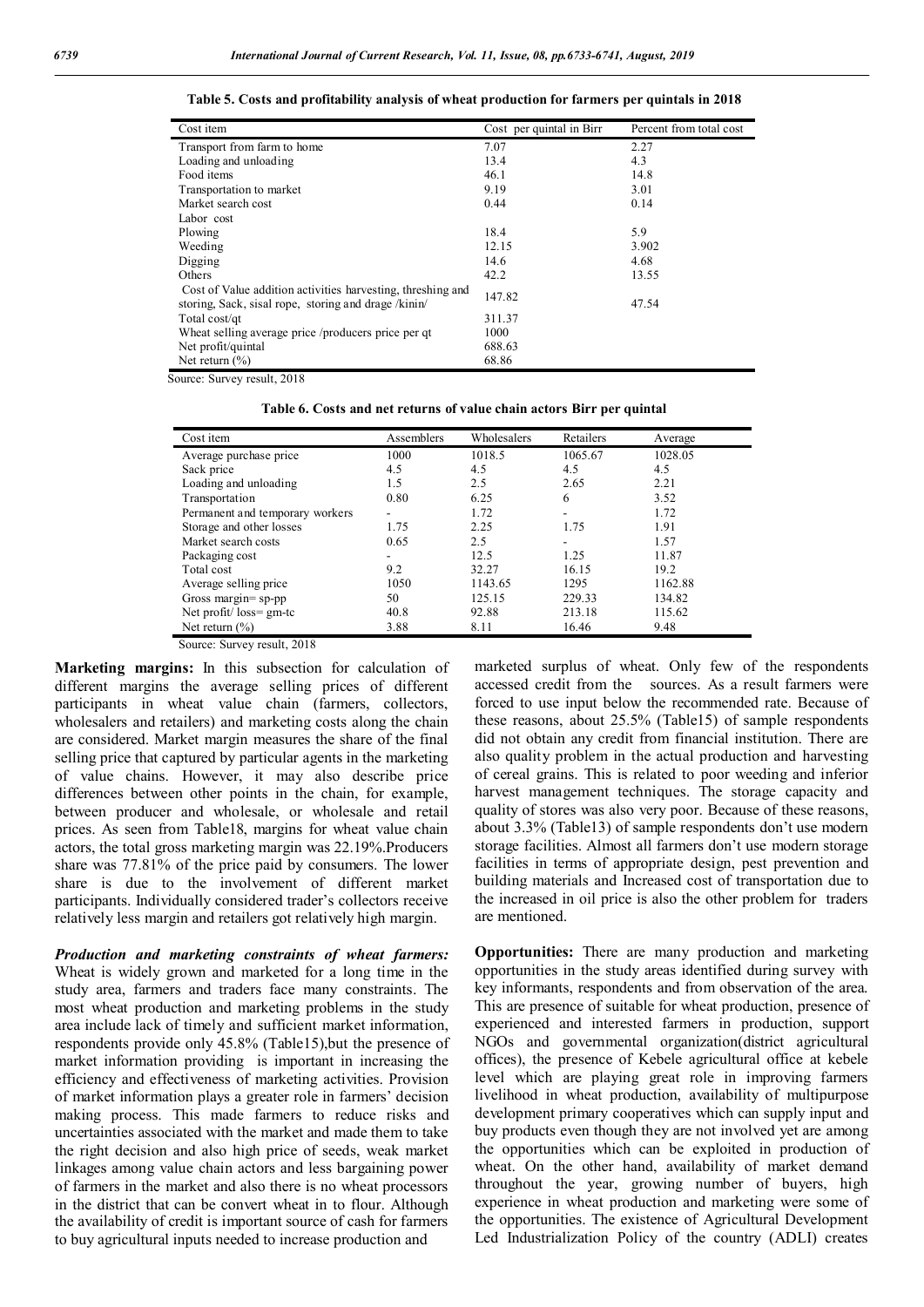**Table 5. Costs and profitability analysis of wheat production for farmers per quintals in 2018**

| Cost item | Cost per quintal in Birr | Percent from total cost |
|---|---|---|
| Transport from farm to home | 7.07 | 2.27 |
| Loading and unloading | 13.4 | 4.3 |
| Food items | 46.1 | 14.8 |
| Transportation to market | 9.19 | 3.01 |
| Market search cost | 0.44 | 0.14 |
| Labor cost | | |
| Plowing | 18.4 | 5.9 |
| Weeding | 12.15 | 3.902 |
| Digging | 14.6 | 4.68 |
| Others | 42.2 | 13.55 |
| Cost of Value addition activities harvesting, threshing and storing, Sack, sisal rope, storing and drage /kinin/ | 147.82 | 47.54 |
| Total cost/qt | 311.37 | |
| Wheat selling average price /producers price per qt | 1000 | |
| Net profit/quintal | 688.63 | |
| Net return (%) | 68.86 | |

Source: Survey result, 2018

**Table 6. Costs and net returns of value chain actors Birr per quintal**

| Cost item | Assemblers | Wholesalers | Retailers | Average |
|---|---|---|---|---|
| Average purchase price | 1000 | 1018.5 | 1065.67 | 1028.05 |
| Sack price | 4.5 | 4.5 | 4.5 | 4.5 |
| Loading and unloading | 1.5 | 2.5 | 2.65 | 2.21 |
| Transportation | 0.80 | 6.25 | 6 | 3.52 |
| Permanent and temporary workers | - | 1.72 | - | 1.72 |
| Storage and other losses | 1.75 | 2.25 | 1.75 | 1.91 |
| Market search costs | 0.65 | 2.5 | - | 1.57 |
| Packaging cost | - | 12.5 | 1.25 | 11.87 |
| Total cost | 9.2 | 32.27 | 16.15 | 19.2 |
| Average selling price | 1050 | 1143.65 | 1295 | 1162.88 |
| Gross margin= sp-pp | 50 | 125.15 | 229.33 | 134.82 |
| Net profit/ loss= gm-tc | 40.8 | 92.88 | 213.18 | 115.62 |
| Net return (%) | 3.88 | 8.11 | 16.46 | 9.48 |

Source: Survey result, 2018

**Marketing margins:** In this subsection for calculation of different margins the average selling prices of different participants in wheat value chain (farmers, collectors, wholesalers and retailers) and marketing costs along the chain are considered. Market margin measures the share of the final selling price that captured by particular agents in the marketing of value chains. However, it may also describe price differences between other points in the chain, for example, between producer and wholesale, or wholesale and retail prices. As seen from Table18, margins for wheat value chain actors, the total gross marketing margin was 22.19%.Producers share was 77.81% of the price paid by consumers. The lower share is due to the involvement of different market participants. Individually considered trader's collectors receive relatively less margin and retailers got relatively high margin.

***Production and marketing constraints of wheat farmers:*** Wheat is widely grown and marketed for a long time in the study area, farmers and traders face many constraints. The most wheat production and marketing problems in the study area include lack of timely and sufficient market information, respondents provide only 45.8% (Table15),but the presence of market information providing is important in increasing the efficiency and effectiveness of marketing activities. Provision of market information plays a greater role in farmers' decision making process. This made farmers to reduce risks and uncertainties associated with the market and made them to take the right decision and also high price of seeds, weak market linkages among value chain actors and less bargaining power of farmers in the market and also there is no wheat processors in the district that can be convert wheat in to flour. Although the availability of credit is important source of cash for farmers to buy agricultural inputs needed to increase production and marketed surplus of wheat. Only few of the respondents accessed credit from the sources. As a result farmers were forced to use input below the recommended rate. Because of these reasons, about 25.5% (Table15) of sample respondents did not obtain any credit from financial institution. There are also quality problem in the actual production and harvesting of cereal grains. This is related to poor weeding and inferior harvest management techniques. The storage capacity and quality of stores was also very poor. Because of these reasons, about 3.3% (Table13) of sample respondents don't use modern storage facilities. Almost all farmers don't use modern storage facilities in terms of appropriate design, pest prevention and building materials and Increased cost of transportation due to the increased in oil price is also the other problem for traders are mentioned.

**Opportunities:** There are many production and marketing opportunities in the study areas identified during survey with key informants, respondents and from observation of the area. This are presence of suitable for wheat production, presence of experienced and interested farmers in production, support NGOs and governmental organization(district agricultural offices), the presence of Kebele agricultural office at kebele level which are playing great role in improving farmers livelihood in wheat production, availability of multipurpose development primary cooperatives which can supply input and buy products even though they are not involved yet are among the opportunities which can be exploited in production of wheat. On the other hand, availability of market demand throughout the year, growing number of buyers, high experience in wheat production and marketing were some of the opportunities. The existence of Agricultural Development Led Industrialization Policy of the country (ADLI) creates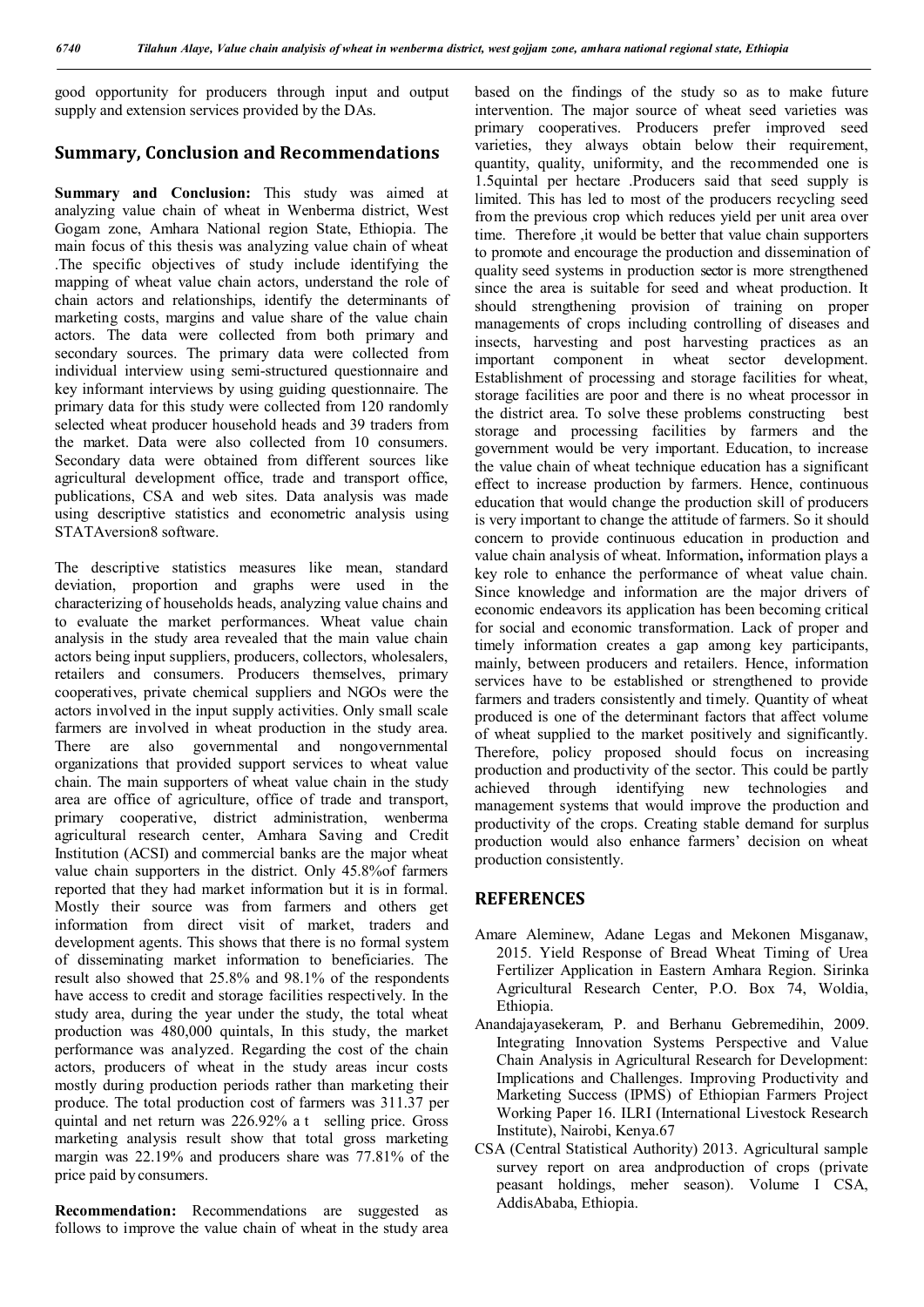good opportunity for producers through input and output supply and extension services provided by the DAs.

## Summary, Conclusion and Recommendations

**Summary and Conclusion:** This study was aimed at analyzing value chain of wheat in Wenberma district, West Gogam zone, Amhara National region State, Ethiopia. The main focus of this thesis was analyzing value chain of wheat .The specific objectives of study include identifying the mapping of wheat value chain actors, understand the role of chain actors and relationships, identify the determinants of marketing costs, margins and value share of the value chain actors. The data were collected from both primary and secondary sources. The primary data were collected from individual interview using semi-structured questionnaire and key informant interviews by using guiding questionnaire. The primary data for this study were collected from 120 randomly selected wheat producer household heads and 39 traders from the market. Data were also collected from 10 consumers. Secondary data were obtained from different sources like agricultural development office, trade and transport office, publications, CSA and web sites. Data analysis was made using descriptive statistics and econometric analysis using STATAversion8 software.

The descriptive statistics measures like mean, standard deviation, proportion and graphs were used in the characterizing of households heads, analyzing value chains and to evaluate the market performances. Wheat value chain analysis in the study area revealed that the main value chain actors being input suppliers, producers, collectors, wholesalers, retailers and consumers. Producers themselves, primary cooperatives, private chemical suppliers and NGOs were the actors involved in the input supply activities. Only small scale farmers are involved in wheat production in the study area. There are also governmental and nongovernmental organizations that provided support services to wheat value chain. The main supporters of wheat value chain in the study area are office of agriculture, office of trade and transport, primary cooperative, district administration, wenberma agricultural research center, Amhara Saving and Credit Institution (ACSI) and commercial banks are the major wheat value chain supporters in the district. Only 45.8%of farmers reported that they had market information but it is in formal. Mostly their source was from farmers and others get information from direct visit of market, traders and development agents. This shows that there is no formal system of disseminating market information to beneficiaries. The result also showed that 25.8% and 98.1% of the respondents have access to credit and storage facilities respectively. In the study area, during the year under the study, the total wheat production was 480,000 quintals, In this study, the market performance was analyzed. Regarding the cost of the chain actors, producers of wheat in the study areas incur costs mostly during production periods rather than marketing their produce. The total production cost of farmers was 311.37 per quintal and net return was 226.92% a t selling price. Gross marketing analysis result show that total gross marketing margin was 22.19% and producers share was 77.81% of the price paid by consumers.

**Recommendation:** Recommendations are suggested as follows to improve the value chain of wheat in the study area based on the findings of the study so as to make future intervention. The major source of wheat seed varieties was primary cooperatives. Producers prefer improved seed varieties, they always obtain below their requirement, quantity, quality, uniformity, and the recommended one is 1.5quintal per hectare .Producers said that seed supply is limited. This has led to most of the producers recycling seed from the previous crop which reduces yield per unit area over time. Therefore ,it would be better that value chain supporters to promote and encourage the production and dissemination of quality seed systems in production sector is more strengthened since the area is suitable for seed and wheat production. It should strengthening provision of training on proper managements of crops including controlling of diseases and insects, harvesting and post harvesting practices as an important component in wheat sector development. Establishment of processing and storage facilities for wheat, storage facilities are poor and there is no wheat processor in the district area. To solve these problems constructing best storage and processing facilities by farmers and the government would be very important. Education, to increase the value chain of wheat technique education has a significant effect to increase production by farmers. Hence, continuous education that would change the production skill of producers is very important to change the attitude of farmers. So it should concern to provide continuous education in production and value chain analysis of wheat. Information**,** information plays a key role to enhance the performance of wheat value chain. Since knowledge and information are the major drivers of economic endeavors its application has been becoming critical for social and economic transformation. Lack of proper and timely information creates a gap among key participants, mainly, between producers and retailers. Hence, information services have to be established or strengthened to provide farmers and traders consistently and timely. Quantity of wheat produced is one of the determinant factors that affect volume of wheat supplied to the market positively and significantly. Therefore, policy proposed should focus on increasing production and productivity of the sector. This could be partly achieved through identifying new technologies and management systems that would improve the production and productivity of the crops. Creating stable demand for surplus production would also enhance farmers' decision on wheat production consistently.

## REFERENCES

- Amare Aleminew, Adane Legas and Mekonen Misganaw, 2015. Yield Response of Bread Wheat Timing of Urea Fertilizer Application in Eastern Amhara Region. Sirinka Agricultural Research Center, P.O. Box 74, Woldia, Ethiopia.
- Anandajayasekeram, P. and Berhanu Gebremedihin, 2009. Integrating Innovation Systems Perspective and Value Chain Analysis in Agricultural Research for Development: Implications and Challenges. Improving Productivity and Marketing Success (IPMS) of Ethiopian Farmers Project Working Paper 16. ILRI (International Livestock Research Institute), Nairobi, Kenya.67
- CSA (Central Statistical Authority) 2013. Agricultural sample survey report on area andproduction of crops (private peasant holdings, meher season). Volume I CSA, AddisAbaba, Ethiopia.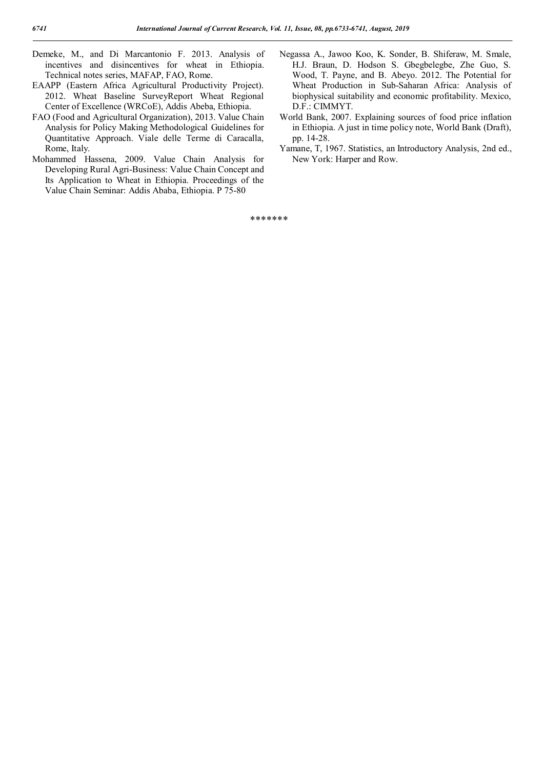Demeke, M., and Di Marcantonio F. 2013. Analysis of incentives and disincentives for wheat in Ethiopia. Technical notes series, MAFAP, FAO, Rome.

EAAPP (Eastern Africa Agricultural Productivity Project). 2012. Wheat Baseline SurveyReport Wheat Regional Center of Excellence (WRCoE), Addis Abeba, Ethiopia.

FAO (Food and Agricultural Organization), 2013. Value Chain Analysis for Policy Making Methodological Guidelines for Quantitative Approach. Viale delle Terme di Caracalla, Rome, Italy.

Mohammed Hassena, 2009. Value Chain Analysis for Developing Rural Agri-Business: Value Chain Concept and Its Application to Wheat in Ethiopia. Proceedings of the Value Chain Seminar: Addis Ababa, Ethiopia. P 75-80

Negassa A., Jawoo Koo, K. Sonder, B. Shiferaw, M. Smale, H.J. Braun, D. Hodson S. Gbegbelegbe, Zhe Guo, S. Wood, T. Payne, and B. Abeyo. 2012. The Potential for Wheat Production in Sub-Saharan Africa: Analysis of biophysical suitability and economic profitability. Mexico, D.F.: CIMMYT.

World Bank, 2007. Explaining sources of food price inflation in Ethiopia. A just in time policy note, World Bank (Draft), pp. 14-28.

Yamane, T, 1967. Statistics, an Introductory Analysis, 2nd ed., New York: Harper and Row.

*******